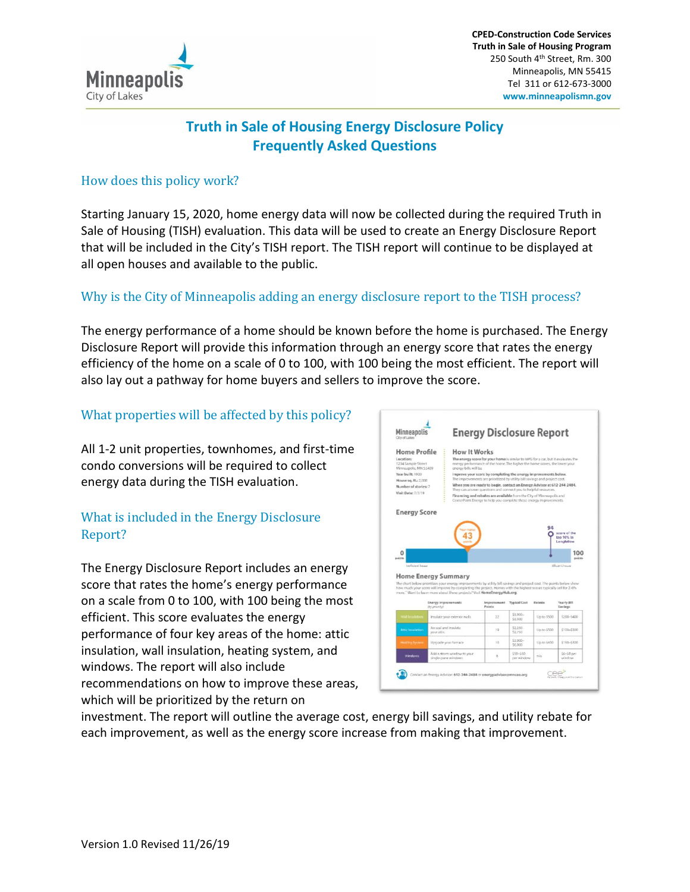CPED-Construction Code Services
Truth in Sale of Housing Program
250 South 4th Street, Rm. 300
Minneapolis, MN 55415
Tel 311 or 612-673-3000
www.minneapolismn.gov

# Truth in Sale of Housing Energy Disclosure Policy Frequently Asked Questions

## How does this policy work?

Starting January 15, 2020, home energy data will now be collected during the required Truth in Sale of Housing (TISH) evaluation. This data will be used to create an Energy Disclosure Report that will be included in the City's TISH report. The TISH report will continue to be displayed at all open houses and available to the public.

## Why is the City of Minneapolis adding an energy disclosure report to the TISH process?

The energy performance of a home should be known before the home is purchased. The Energy Disclosure Report will provide this information through an energy score that rates the energy efficiency of the home on a scale of 0 to 100, with 100 being the most efficient. The report will also lay out a pathway for home buyers and sellers to improve the score.

## What properties will be affected by this policy?

All 1-2 unit properties, townhomes, and first-time condo conversions will be required to collect energy data during the TISH evaluation.

## What is included in the Energy Disclosure Report?

The Energy Disclosure Report includes an energy score that rates the home's energy performance on a scale from 0 to 100, with 100 being the most efficient. This score evaluates the energy performance of four key areas of the home: attic insulation, wall insulation, heating system, and windows. The report will also include recommendations on how to improve these areas, which will be prioritized by the return on investment. The report will outline the average cost, energy bill savings, and utility rebate for each improvement, as well as the energy score increase from making that improvement.

Version 1.0 Revised 11/26/19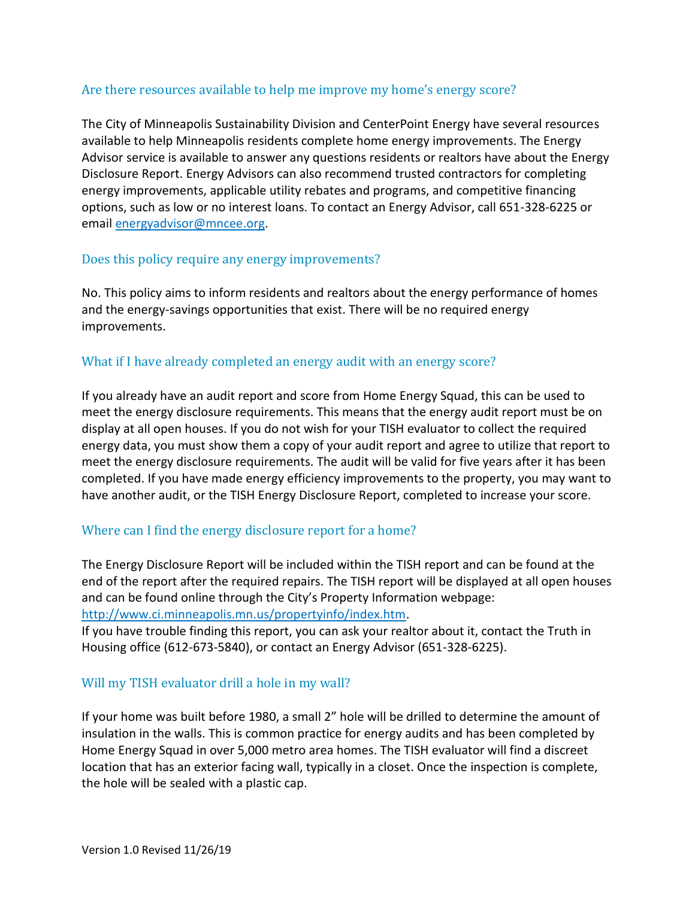## Are there resources available to help me improve my home's energy score?

The City of Minneapolis Sustainability Division and CenterPoint Energy have several resources available to help Minneapolis residents complete home energy improvements. The Energy Advisor service is available to answer any questions residents or realtors have about the Energy Disclosure Report. Energy Advisors can also recommend trusted contractors for completing energy improvements, applicable utility rebates and programs, and competitive financing options, such as low or no interest loans. To contact an Energy Advisor, call 651-328-6225 or email [energyadvisor@mncee.org](mailto:energyadvisor@mncee.org).

## Does this policy require any energy improvements?

No. This policy aims to inform residents and realtors about the energy performance of homes and the energy-savings opportunities that exist. There will be no required energy improvements.

## What if I have already completed an energy audit with an energy score?

If you already have an audit report and score from Home Energy Squad, this can be used to meet the energy disclosure requirements. This means that the energy audit report must be on display at all open houses. If you do not wish for your TISH evaluator to collect the required energy data, you must show them a copy of your audit report and agree to utilize that report to meet the energy disclosure requirements. The audit will be valid for five years after it has been completed. If you have made energy efficiency improvements to the property, you may want to have another audit, or the TISH Energy Disclosure Report, completed to increase your score.

## Where can I find the energy disclosure report for a home?

The Energy Disclosure Report will be included within the TISH report and can be found at the end of the report after the required repairs. The TISH report will be displayed at all open houses and can be found online through the City's Property Information webpage: [http://www.ci.minneapolis.mn.us/propertyinfo/index.htm](http://www.ci.minneapolis.mn.us/propertyinfo/index.htm).
If you have trouble finding this report, you can ask your realtor about it, contact the Truth in Housing office (612-673-5840), or contact an Energy Advisor (651-328-6225).

## Will my TISH evaluator drill a hole in my wall?

If your home was built before 1980, a small 2" hole will be drilled to determine the amount of insulation in the walls. This is common practice for energy audits and has been completed by Home Energy Squad in over 5,000 metro area homes. The TISH evaluator will find a discreet location that has an exterior facing wall, typically in a closet. Once the inspection is complete, the hole will be sealed with a plastic cap.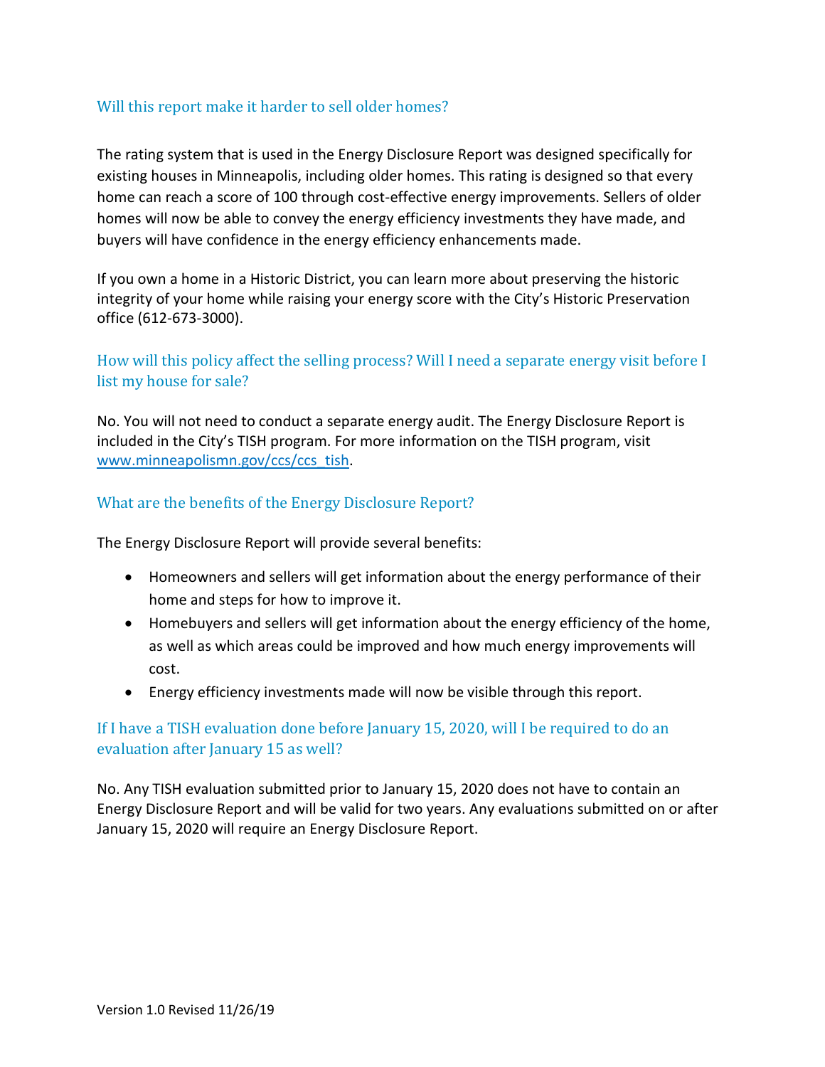## Will this report make it harder to sell older homes?

The rating system that is used in the Energy Disclosure Report was designed specifically for existing houses in Minneapolis, including older homes. This rating is designed so that every home can reach a score of 100 through cost-effective energy improvements. Sellers of older homes will now be able to convey the energy efficiency investments they have made, and buyers will have confidence in the energy efficiency enhancements made.

If you own a home in a Historic District, you can learn more about preserving the historic integrity of your home while raising your energy score with the City's Historic Preservation office (612-673-3000).

## How will this policy affect the selling process? Will I need a separate energy visit before I list my house for sale?

No. You will not need to conduct a separate energy audit. The Energy Disclosure Report is included in the City's TISH program. For more information on the TISH program, visit [www.minneapolismn.gov/ccs/ccs_tish](http://www.minneapolismn.gov/ccs/ccs_tish).

## What are the benefits of the Energy Disclosure Report?

The Energy Disclosure Report will provide several benefits:

- Homeowners and sellers will get information about the energy performance of their home and steps for how to improve it.
- Homebuyers and sellers will get information about the energy efficiency of the home, as well as which areas could be improved and how much energy improvements will cost.
- Energy efficiency investments made will now be visible through this report.

## If I have a TISH evaluation done before January 15, 2020, will I be required to do an evaluation after January 15 as well?

No. Any TISH evaluation submitted prior to January 15, 2020 does not have to contain an Energy Disclosure Report and will be valid for two years. Any evaluations submitted on or after January 15, 2020 will require an Energy Disclosure Report.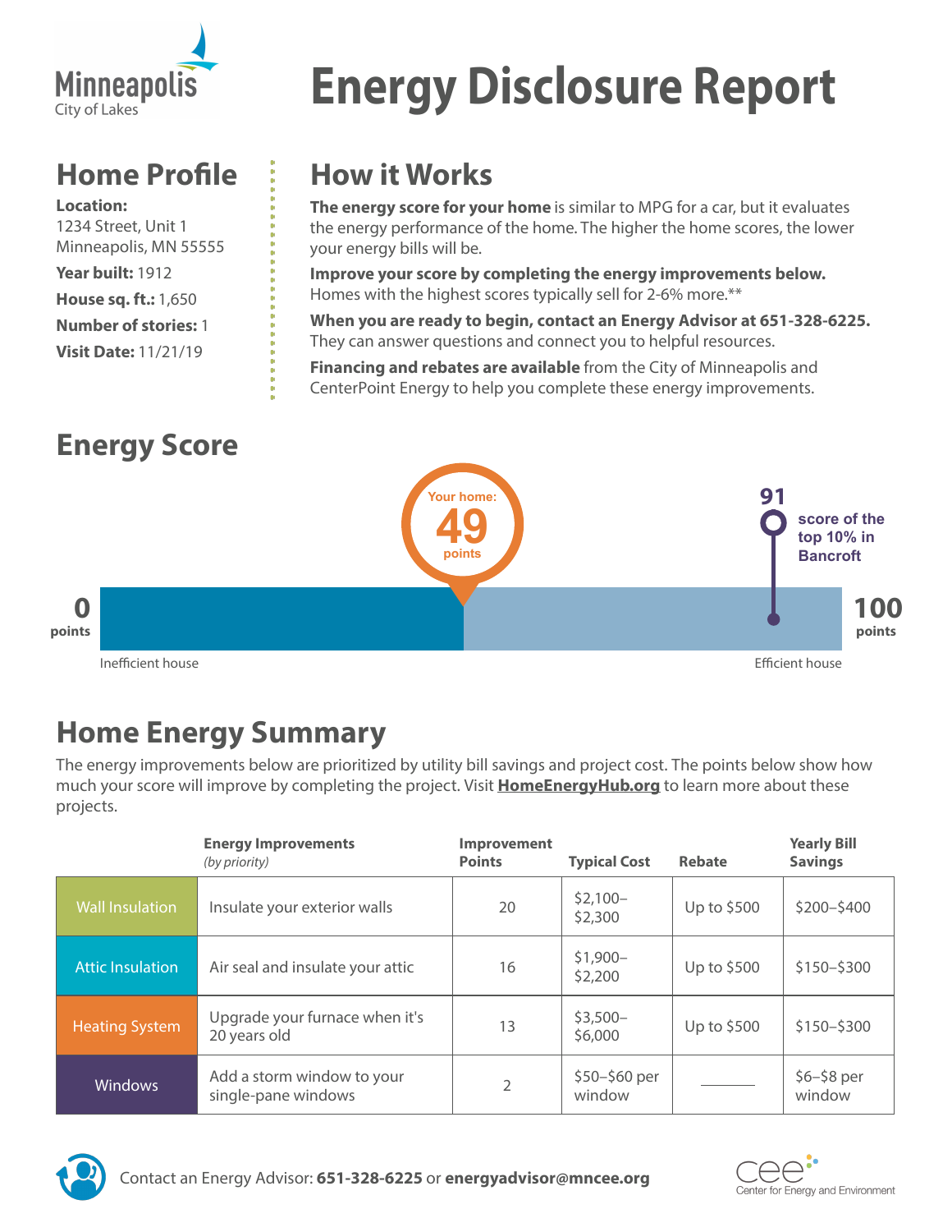Minneapolis
City of Lakes

# Energy Disclosure Report

## Home Profile

**Location:**
1234 Street, Unit 1
Minneapolis, MN 55555

**Year built:** 1912

**House sq. ft.:** 1,650

**Number of stories:** 1

**Visit Date:** 11/21/19

## How it Works

**The energy score for your home** is similar to MPG for a car, but it evaluates the energy performance of the home. The higher the home scores, the lower your energy bills will be.

**Improve your score by completing the energy improvements below.** Homes with the highest scores typically sell for 2-6% more.**

**When you are ready to begin, contact an Energy Advisor at 651-328-6225.** They can answer questions and connect you to helpful resources.

**Financing and rebates are available** from the City of Minneapolis and CenterPoint Energy to help you complete these energy improvements.

## Energy Score

Your home: **49** points

**91** score of the top 10% in Bancroft

**0** points — Inefficient house

**100** points — Efficient house

## Home Energy Summary

The energy improvements below are prioritized by utility bill savings and project cost. The points below show how much your score will improve by completing the project. Visit **HomeEnergyHub.org** to learn more about these projects.

| | Energy Improvements *(by priority)* | Improvement Points | Typical Cost | Rebate | Yearly Bill Savings |
|---|---|---|---|---|---|
| Wall Insulation | Insulate your exterior walls | 20 | $2,100–$2,300 | Up to $500 | $200–$400 |
| Attic Insulation | Air seal and insulate your attic | 16 | $1,900–$2,200 | Up to $500 | $150–$300 |
| Heating System | Upgrade your furnace when it's 20 years old | 13 | $3,500–$6,000 | Up to $500 | $150–$300 |
| Windows | Add a storm window to your single-pane windows | 2 | $50–$60 per window | ——— | $6–$8 per window |

Contact an Energy Advisor: **651-328-6225** or **energyadvisor@mncee.org**

cee Center for Energy and Environment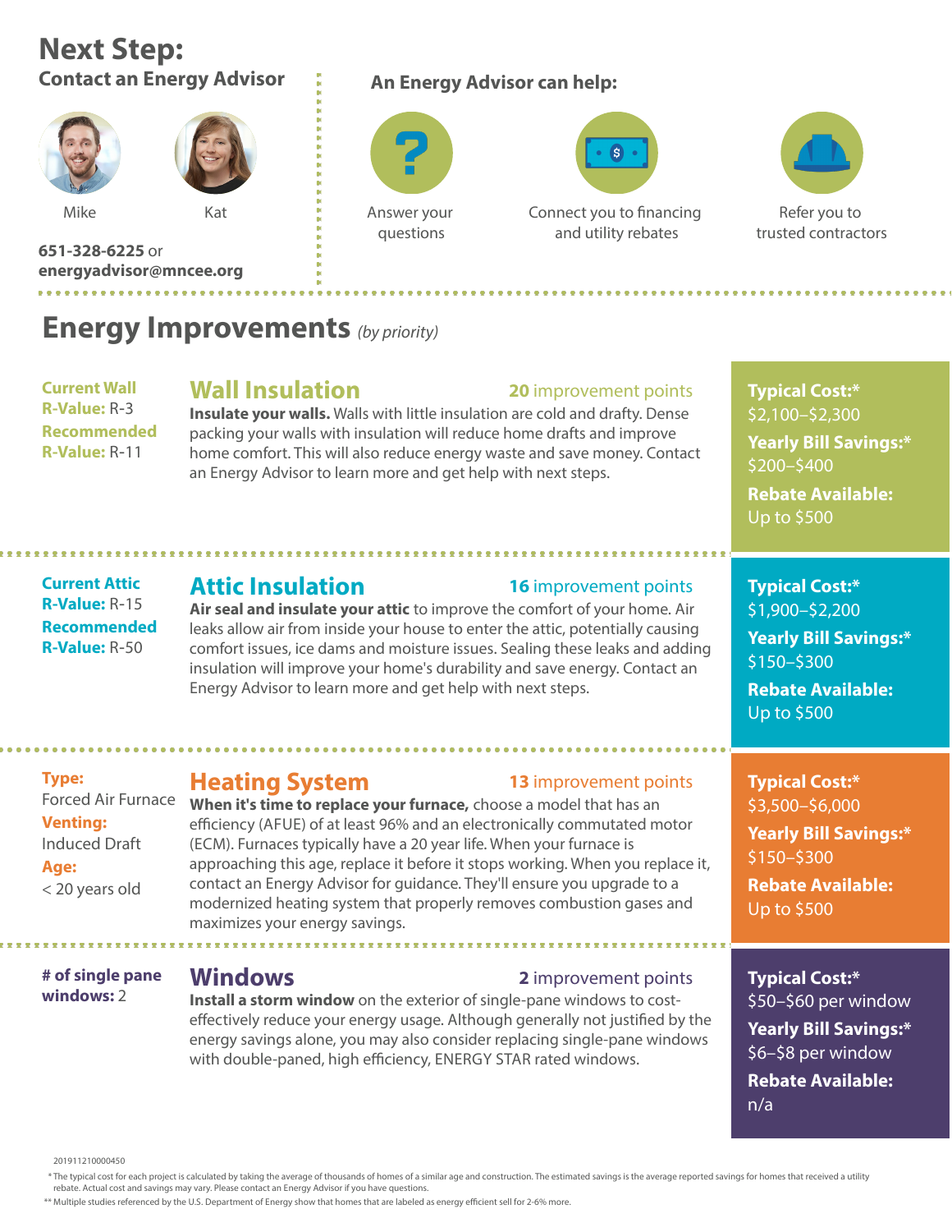# Next Step:

## Contact an Energy Advisor

Mike

Kat

**651-328-6225** or
**energyadvisor@mncee.org**

### An Energy Advisor can help:

Answer your questions

Connect you to financing and utility rebates

Refer you to trusted contractors

# Energy Improvements *(by priority)*

**Current Wall R-Value:** R-3
**Recommended R-Value:** R-11

## Wall Insulation

**20** improvement points

**Insulate your walls.** Walls with little insulation are cold and drafty. Dense packing your walls with insulation will reduce home drafts and improve home comfort. This will also reduce energy waste and save money. Contact an Energy Advisor to learn more and get help with next steps.

**Typical Cost:*** $2,100–$2,300
**Yearly Bill Savings:*** $200–$400
**Rebate Available:** Up to $500

**Current Attic R-Value:** R-15
**Recommended R-Value:** R-50

## Attic Insulation

**16** improvement points

**Air seal and insulate your attic** to improve the comfort of your home. Air leaks allow air from inside your house to enter the attic, potentially causing comfort issues, ice dams and moisture issues. Sealing these leaks and adding insulation will improve your home's durability and save energy. Contact an Energy Advisor to learn more and get help with next steps.

**Typical Cost:*** $1,900–$2,200
**Yearly Bill Savings:*** $150–$300
**Rebate Available:** Up to $500

**Type:** Forced Air Furnace
**Venting:** Induced Draft
**Age:** < 20 years old

## Heating System

**13** improvement points

**When it's time to replace your furnace,** choose a model that has an efficiency (AFUE) of at least 96% and an electronically commutated motor (ECM). Furnaces typically have a 20 year life. When your furnace is approaching this age, replace it before it stops working. When you replace it, contact an Energy Advisor for guidance. They'll ensure you upgrade to a modernized heating system that properly removes combustion gases and maximizes your energy savings.

**Typical Cost:*** $3,500–$6,000
**Yearly Bill Savings:*** $150–$300
**Rebate Available:** Up to $500

**# of single pane windows:** 2

## Windows

**2** improvement points

**Install a storm window** on the exterior of single-pane windows to cost-effectively reduce your energy usage. Although generally not justified by the energy savings alone, you may also consider replacing single-pane windows with double-paned, high efficiency, ENERGY STAR rated windows.

**Typical Cost:*** $50–$60 per window
**Yearly Bill Savings:*** $6–$8 per window
**Rebate Available:** n/a

201911210000450

* The typical cost for each project is calculated by taking the average of thousands of homes of a similar age and construction. The estimated savings is the average reported savings for homes that received a utility rebate. Actual cost and savings may vary. Please contact an Energy Advisor if you have questions.

** Multiple studies referenced by the U.S. Department of Energy show that homes that are labeled as energy efficient sell for 2-6% more.